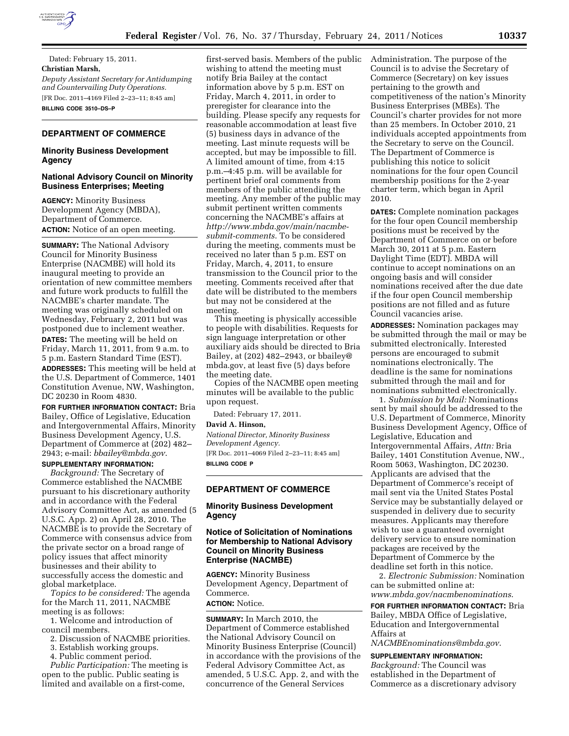Dated: February 15, 2011.

**Christian Marsh,**

*Deputy Assistant Secretary for Antidumping and Countervailing Duty Operations.*

[FR Doc. 2011–4169 Filed 2–23–11; 8:45 am]

**BILLING CODE 3510–DS–P**

## DEPARTMENT OF COMMERCE

### Minority Business Development Agency

### National Advisory Council on Minority Business Enterprises; Meeting

**AGENCY:** Minority Business Development Agency (MBDA), Department of Commerce.

**ACTION:** Notice of an open meeting.

**SUMMARY:** The National Advisory Council for Minority Business Enterprise (NACMBE) will hold its inaugural meeting to provide an orientation of new committee members and future work products to fulfill the NACMBE's charter mandate. The meeting was originally scheduled on Wednesday, February 2, 2011 but was postponed due to inclement weather.

**DATES:** The meeting will be held on Friday, March 11, 2011, from 9 a.m. to 5 p.m. Eastern Standard Time (EST).

**ADDRESSES:** This meeting will be held at the U.S. Department of Commerce, 1401 Constitution Avenue, NW, Washington, DC 20230 in Room 4830.

**FOR FURTHER INFORMATION CONTACT:** Bria Bailey, Office of Legislative, Education and Intergovernmental Affairs, Minority Business Development Agency, U.S. Department of Commerce at (202) 482–2943; e-mail: *bbailey@mbda.gov*.

**SUPPLEMENTARY INFORMATION:**

*Background:* The Secretary of Commerce established the NACMBE pursuant to his discretionary authority and in accordance with the Federal Advisory Committee Act, as amended (5 U.S.C. App. 2) on April 28, 2010. The NACMBE is to provide the Secretary of Commerce with consensus advice from the private sector on a broad range of policy issues that affect minority businesses and their ability to successfully access the domestic and global marketplace.

*Topics to be considered:* The agenda for the March 11, 2011, NACMBE meeting is as follows:

1. Welcome and introduction of council members.
2. Discussion of NACMBE priorities.
3. Establish working groups.
4. Public comment period.

*Public Participation:* The meeting is open to the public. Public seating is limited and available on a first-come, first-served basis. Members of the public wishing to attend the meeting must notify Bria Bailey at the contact information above by 5 p.m. EST on Friday, March 4, 2011, in order to preregister for clearance into the building. Please specify any requests for reasonable accommodation at least five (5) business days in advance of the meeting. Last minute requests will be accepted, but may be impossible to fill. A limited amount of time, from 4:15 p.m.–4:45 p.m. will be available for pertinent brief oral comments from members of the public attending the meeting. Any member of the public may submit pertinent written comments concerning the NACMBE's affairs at *http://www.mbda.gov/main/nacmbe-submit-comments*. To be considered during the meeting, comments must be received no later than 5 p.m. EST on Friday, March, 4, 2011, to ensure transmission to the Council prior to the meeting. Comments received after that date will be distributed to the members but may not be considered at the meeting.

This meeting is physically accessible to people with disabilities. Requests for sign language interpretation or other auxiliary aids should be directed to Bria Bailey, at (202) 482–2943, or bbailey@mbda.gov, at least five (5) days before the meeting date.

Copies of the NACMBE open meeting minutes will be available to the public upon request.

Dated: February 17, 2011.

**David A. Hinson,**

*National Director, Minority Business Development Agency.*

[FR Doc. 2011–4069 Filed 2–23–11; 8:45 am]

**BILLING CODE P**

## DEPARTMENT OF COMMERCE

### Minority Business Development Agency

### Notice of Solicitation of Nominations for Membership to National Advisory Council on Minority Business Enterprise (NACMBE)

**AGENCY:** Minority Business Development Agency, Department of Commerce.

**ACTION:** Notice.

**SUMMARY:** In March 2010, the Department of Commerce established the National Advisory Council on Minority Business Enterprise (Council) in accordance with the provisions of the Federal Advisory Committee Act, as amended, 5 U.S.C. App. 2, and with the concurrence of the General Services Administration. The purpose of the Council is to advise the Secretary of Commerce (Secretary) on key issues pertaining to the growth and competitiveness of the nation's Minority Business Enterprises (MBEs). The Council's charter provides for not more than 25 members. In October 2010, 21 individuals accepted appointments from the Secretary to serve on the Council. The Department of Commerce is publishing this notice to solicit nominations for the four open Council membership positions for the 2-year charter term, which began in April 2010.

**DATES:** Complete nomination packages for the four open Council membership positions must be received by the Department of Commerce on or before March 30, 2011 at 5 p.m. Eastern Daylight Time (EDT). MBDA will continue to accept nominations on an ongoing basis and will consider nominations received after the due date if the four open Council membership positions are not filled and as future Council vacancies arise.

**ADDRESSES:** Nomination packages may be submitted through the mail or may be submitted electronically. Interested persons are encouraged to submit nominations electronically. The deadline is the same for nominations submitted through the mail and for nominations submitted electronically.

1. *Submission by Mail:* Nominations sent by mail should be addressed to the U.S. Department of Commerce, Minority Business Development Agency, Office of Legislative, Education and Intergovernmental Affairs, *Attn:* Bria Bailey, 1401 Constitution Avenue, NW., Room 5063, Washington, DC 20230. Applicants are advised that the Department of Commerce's receipt of mail sent via the United States Postal Service may be substantially delayed or suspended in delivery due to security measures. Applicants may therefore wish to use a guaranteed overnight delivery service to ensure nomination packages are received by the Department of Commerce by the deadline set forth in this notice.

2. *Electronic Submission:* Nomination can be submitted online at: *www.mbda.gov/nacmbenominations.*

**FOR FURTHER INFORMATION CONTACT:** Bria Bailey, MBDA Office of Legislative, Education and Intergovernmental Affairs at *NACMBEnominations@mbda.gov.*

**SUPPLEMENTARY INFORMATION:**

*Background:* The Council was established in the Department of Commerce as a discretionary advisory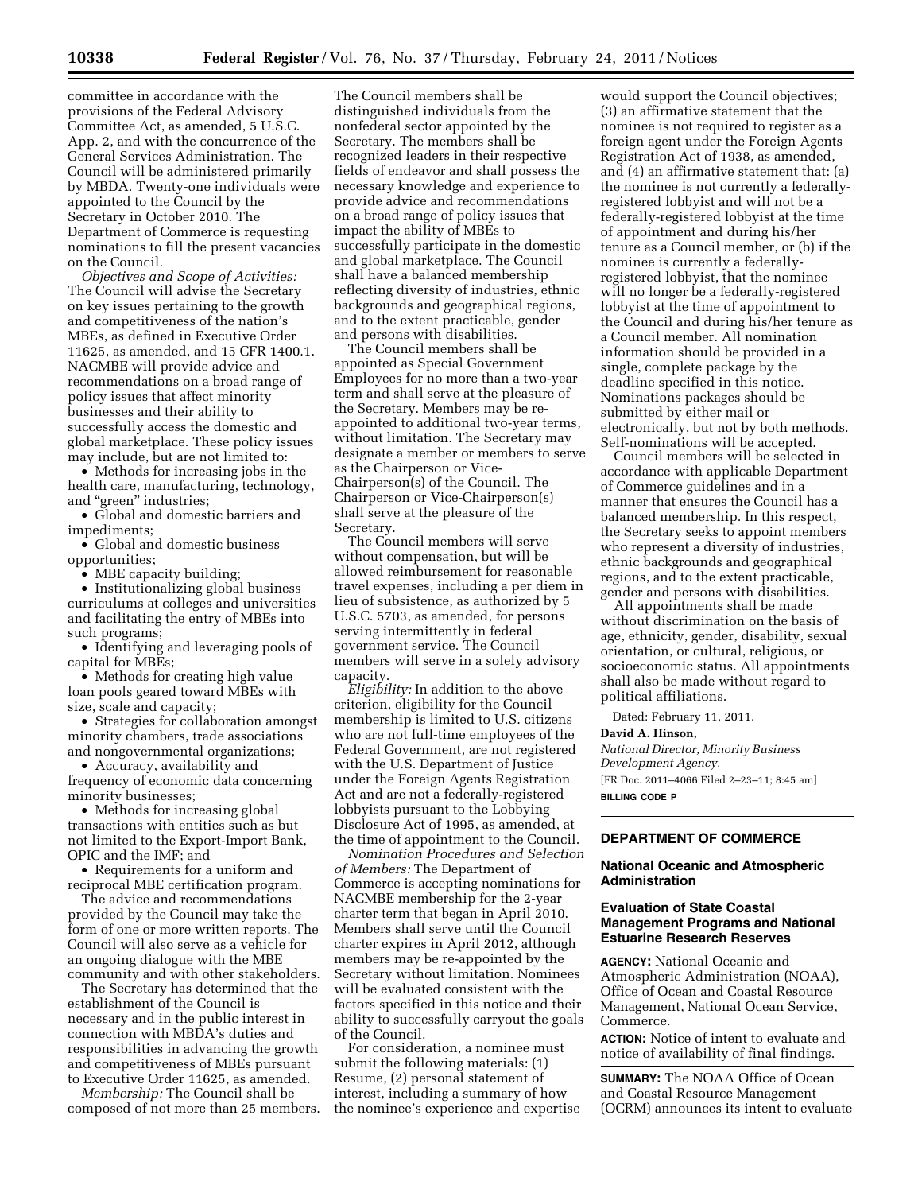committee in accordance with the provisions of the Federal Advisory Committee Act, as amended, 5 U.S.C. App. 2, and with the concurrence of the General Services Administration. The Council will be administered primarily by MBDA. Twenty-one individuals were appointed to the Council by the Secretary in October 2010. The Department of Commerce is requesting nominations to fill the present vacancies on the Council.

*Objectives and Scope of Activities:* The Council will advise the Secretary on key issues pertaining to the growth and competitiveness of the nation's MBEs, as defined in Executive Order 11625, as amended, and 15 CFR 1400.1. NACMBE will provide advice and recommendations on a broad range of policy issues that affect minority businesses and their ability to successfully access the domestic and global marketplace. These policy issues may include, but are not limited to:

- Methods for increasing jobs in the health care, manufacturing, technology, and "green" industries;
- Global and domestic barriers and impediments;
- Global and domestic business opportunities;
- MBE capacity building;
- Institutionalizing global business curriculums at colleges and universities and facilitating the entry of MBEs into such programs;
- Identifying and leveraging pools of capital for MBEs;
- Methods for creating high value loan pools geared toward MBEs with size, scale and capacity;
- Strategies for collaboration amongst minority chambers, trade associations and nongovernmental organizations;
- Accuracy, availability and frequency of economic data concerning minority businesses;
- Methods for increasing global transactions with entities such as but not limited to the Export-Import Bank, OPIC and the IMF; and
- Requirements for a uniform and reciprocal MBE certification program.

The advice and recommendations provided by the Council may take the form of one or more written reports. The Council will also serve as a vehicle for an ongoing dialogue with the MBE community and with other stakeholders.

The Secretary has determined that the establishment of the Council is necessary and in the public interest in connection with MBDA's duties and responsibilities in advancing the growth and competitiveness of MBEs pursuant to Executive Order 11625, as amended.

*Membership:* The Council shall be composed of not more than 25 members. The Council members shall be distinguished individuals from the nonfederal sector appointed by the Secretary. The members shall be recognized leaders in their respective fields of endeavor and shall possess the necessary knowledge and experience to provide advice and recommendations on a broad range of policy issues that impact the ability of MBEs to successfully participate in the domestic and global marketplace. The Council shall have a balanced membership reflecting diversity of industries, ethnic backgrounds and geographical regions, and to the extent practicable, gender and persons with disabilities.

The Council members shall be appointed as Special Government Employees for no more than a two-year term and shall serve at the pleasure of the Secretary. Members may be re-appointed to additional two-year terms, without limitation. The Secretary may designate a member or members to serve as the Chairperson or Vice-Chairperson(s) of the Council. The Chairperson or Vice-Chairperson(s) shall serve at the pleasure of the Secretary.

The Council members will serve without compensation, but will be allowed reimbursement for reasonable travel expenses, including a per diem in lieu of subsistence, as authorized by 5 U.S.C. 5703, as amended, for persons serving intermittently in federal government service. The Council members will serve in a solely advisory capacity.

*Eligibility:* In addition to the above criterion, eligibility for the Council membership is limited to U.S. citizens who are not full-time employees of the Federal Government, are not registered with the U.S. Department of Justice under the Foreign Agents Registration Act and are not a federally-registered lobbyists pursuant to the Lobbying Disclosure Act of 1995, as amended, at the time of appointment to the Council.

*Nomination Procedures and Selection of Members:* The Department of Commerce is accepting nominations for NACMBE membership for the 2-year charter term that began in April 2010. Members shall serve until the Council charter expires in April 2012, although members may be re-appointed by the Secretary without limitation. Nominees will be evaluated consistent with the factors specified in this notice and their ability to successfully carryout the goals of the Council.

For consideration, a nominee must submit the following materials: (1) Resume, (2) personal statement of interest, including a summary of how the nominee's experience and expertise would support the Council objectives; (3) an affirmative statement that the nominee is not required to register as a foreign agent under the Foreign Agents Registration Act of 1938, as amended, and (4) an affirmative statement that: (a) the nominee is not currently a federally-registered lobbyist and will not be a federally-registered lobbyist at the time of appointment and during his/her tenure as a Council member, or (b) if the nominee is currently a federally-registered lobbyist, that the nominee will no longer be a federally-registered lobbyist at the time of appointment to the Council and during his/her tenure as a Council member. All nomination information should be provided in a single, complete package by the deadline specified in this notice. Nominations packages should be submitted by either mail or electronically, but not by both methods. Self-nominations will be accepted.

Council members will be selected in accordance with applicable Department of Commerce guidelines and in a manner that ensures the Council has a balanced membership. In this respect, the Secretary seeks to appoint members who represent a diversity of industries, ethnic backgrounds and geographical regions, and to the extent practicable, gender and persons with disabilities.

All appointments shall be made without discrimination on the basis of age, ethnicity, gender, disability, sexual orientation, or cultural, religious, or socioeconomic status. All appointments shall also be made without regard to political affiliations.

Dated: February 11, 2011.

**David A. Hinson,**

*National Director, Minority Business Development Agency.*

[FR Doc. 2011–4066 Filed 2–23–11; 8:45 am]

**BILLING CODE P**

## DEPARTMENT OF COMMERCE

### National Oceanic and Atmospheric Administration

### Evaluation of State Coastal Management Programs and National Estuarine Research Reserves

**AGENCY:** National Oceanic and Atmospheric Administration (NOAA), Office of Ocean and Coastal Resource Management, National Ocean Service, Commerce.

**ACTION:** Notice of intent to evaluate and notice of availability of final findings.

**SUMMARY:** The NOAA Office of Ocean and Coastal Resource Management (OCRM) announces its intent to evaluate